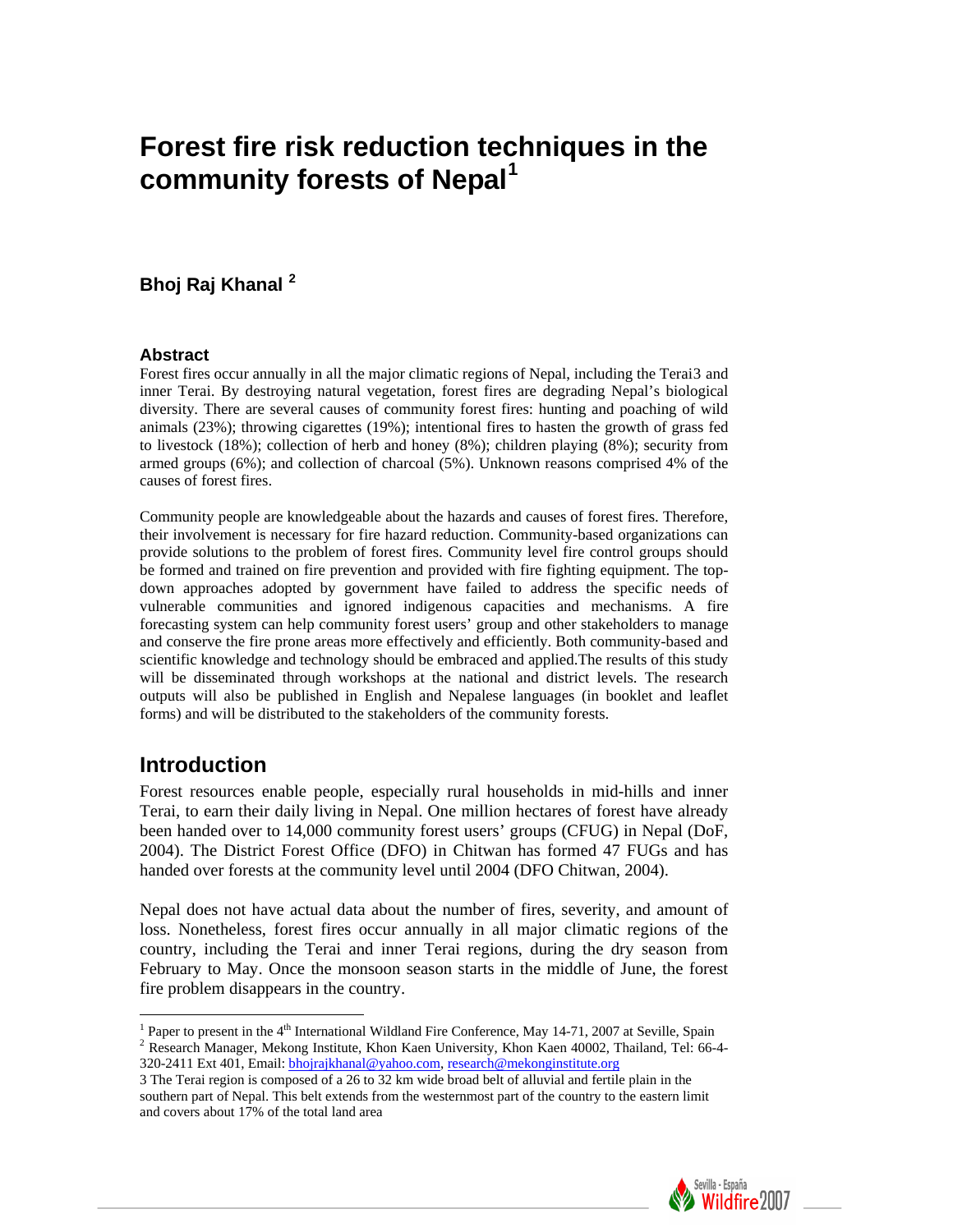# Forest fire risk reduction techniques in the community forests of Nepal[1]

**Bhoj Raj Khanal [2]**

### Abstract

Forest fires occur annually in all the major climatic regions of Nepal, including the Terai3 and inner Terai. By destroying natural vegetation, forest fires are degrading Nepal's biological diversity. There are several causes of community forest fires: hunting and poaching of wild animals (23%); throwing cigarettes (19%); intentional fires to hasten the growth of grass fed to livestock (18%); collection of herb and honey (8%); children playing (8%); security from armed groups (6%); and collection of charcoal (5%). Unknown reasons comprised 4% of the causes of forest fires.

Community people are knowledgeable about the hazards and causes of forest fires. Therefore, their involvement is necessary for fire hazard reduction. Community-based organizations can provide solutions to the problem of forest fires. Community level fire control groups should be formed and trained on fire prevention and provided with fire fighting equipment. The top-down approaches adopted by government have failed to address the specific needs of vulnerable communities and ignored indigenous capacities and mechanisms. A fire forecasting system can help community forest users' group and other stakeholders to manage and conserve the fire prone areas more effectively and efficiently. Both community-based and scientific knowledge and technology should be embraced and applied.The results of this study will be disseminated through workshops at the national and district levels. The research outputs will also be published in English and Nepalese languages (in booklet and leaflet forms) and will be distributed to the stakeholders of the community forests.

## Introduction

Forest resources enable people, especially rural households in mid-hills and inner Terai, to earn their daily living in Nepal. One million hectares of forest have already been handed over to 14,000 community forest users' groups (CFUG) in Nepal (DoF, 2004). The District Forest Office (DFO) in Chitwan has formed 47 FUGs and has handed over forests at the community level until 2004 (DFO Chitwan, 2004).

Nepal does not have actual data about the number of fires, severity, and amount of loss. Nonetheless, forest fires occur annually in all major climatic regions of the country, including the Terai and inner Terai regions, during the dry season from February to May. Once the monsoon season starts in the middle of June, the forest fire problem disappears in the country.

---

[1] Paper to present in the 4[th] International Wildland Fire Conference, May 14-71, 2007 at Seville, Spain

[2] Research Manager, Mekong Institute, Khon Kaen University, Khon Kaen 40002, Thailand, Tel: 66-4-320-2411 Ext 401, Email: bhojrajkhanal@yahoo.com, research@mekonginstitute.org

3 The Terai region is composed of a 26 to 32 km wide broad belt of alluvial and fertile plain in the southern part of Nepal. This belt extends from the westernmost part of the country to the eastern limit and covers about 17% of the total land area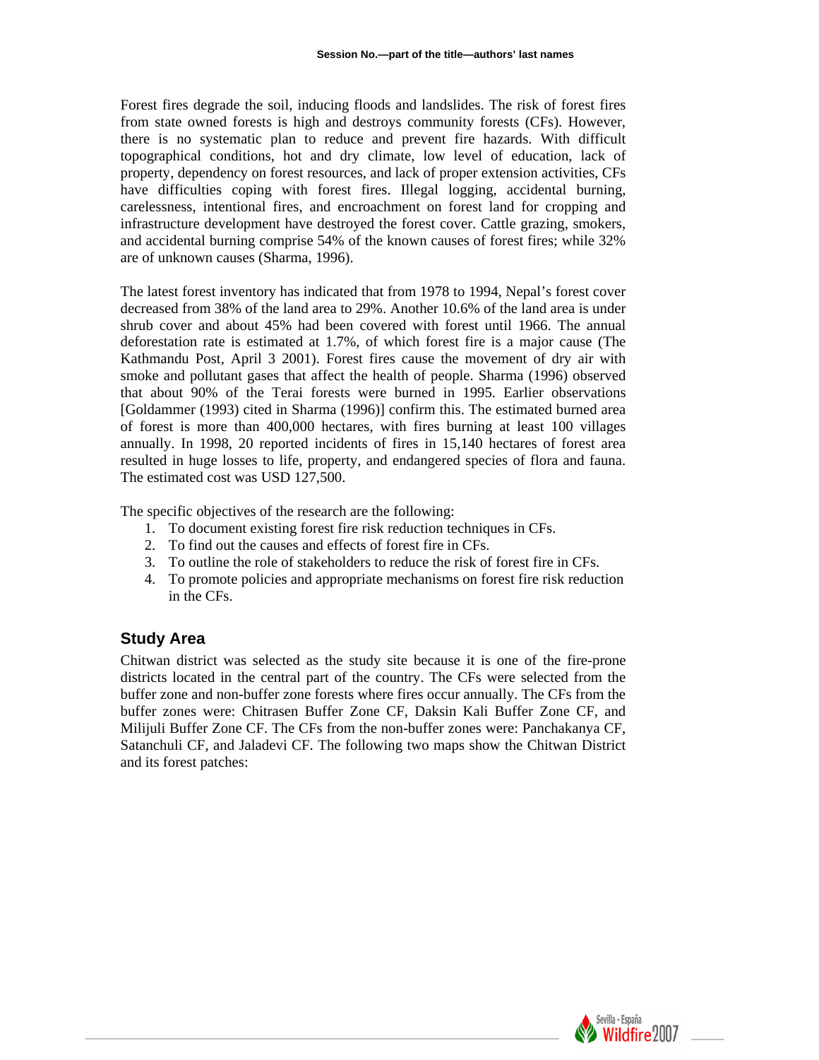Forest fires degrade the soil, inducing floods and landslides. The risk of forest fires from state owned forests is high and destroys community forests (CFs). However, there is no systematic plan to reduce and prevent fire hazards. With difficult topographical conditions, hot and dry climate, low level of education, lack of property, dependency on forest resources, and lack of proper extension activities, CFs have difficulties coping with forest fires. Illegal logging, accidental burning, carelessness, intentional fires, and encroachment on forest land for cropping and infrastructure development have destroyed the forest cover. Cattle grazing, smokers, and accidental burning comprise 54% of the known causes of forest fires; while 32% are of unknown causes (Sharma, 1996).

The latest forest inventory has indicated that from 1978 to 1994, Nepal's forest cover decreased from 38% of the land area to 29%. Another 10.6% of the land area is under shrub cover and about 45% had been covered with forest until 1966. The annual deforestation rate is estimated at 1.7%, of which forest fire is a major cause (The Kathmandu Post, April 3 2001). Forest fires cause the movement of dry air with smoke and pollutant gases that affect the health of people. Sharma (1996) observed that about 90% of the Terai forests were burned in 1995. Earlier observations [Goldammer (1993) cited in Sharma (1996)] confirm this. The estimated burned area of forest is more than 400,000 hectares, with fires burning at least 100 villages annually. In 1998, 20 reported incidents of fires in 15,140 hectares of forest area resulted in huge losses to life, property, and endangered species of flora and fauna. The estimated cost was USD 127,500.

The specific objectives of the research are the following:

1. To document existing forest fire risk reduction techniques in CFs.
2. To find out the causes and effects of forest fire in CFs.
3. To outline the role of stakeholders to reduce the risk of forest fire in CFs.
4. To promote policies and appropriate mechanisms on forest fire risk reduction in the CFs.

## Study Area

Chitwan district was selected as the study site because it is one of the fire-prone districts located in the central part of the country. The CFs were selected from the buffer zone and non-buffer zone forests where fires occur annually. The CFs from the buffer zones were: Chitrasen Buffer Zone CF, Daksin Kali Buffer Zone CF, and Milijuli Buffer Zone CF. The CFs from the non-buffer zones were: Panchakanya CF, Satanchuli CF, and Jaladevi CF. The following two maps show the Chitwan District and its forest patches: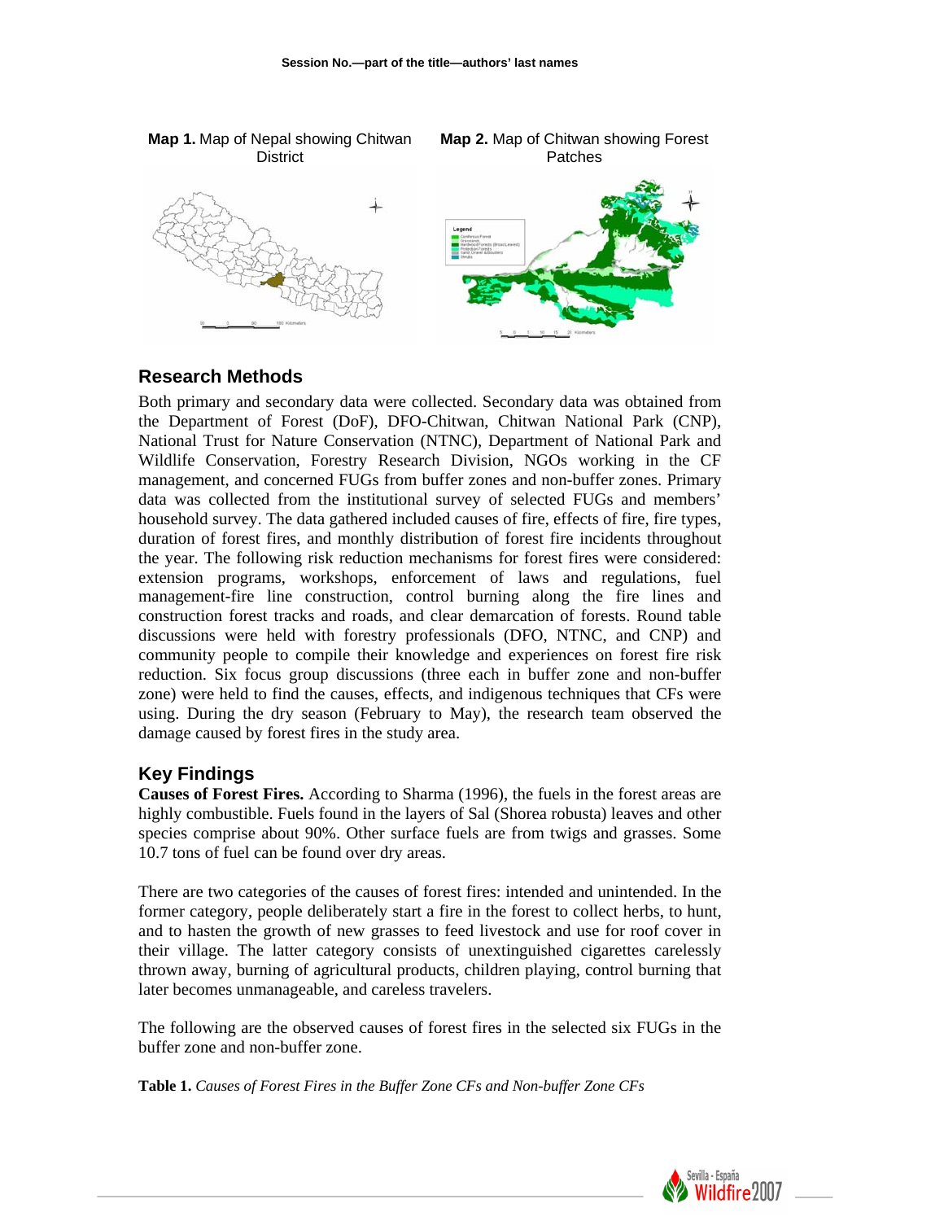**Map 1.** Map of Nepal showing Chitwan District

**Map 2.** Map of Chitwan showing Forest Patches

## Research Methods

Both primary and secondary data were collected. Secondary data was obtained from the Department of Forest (DoF), DFO-Chitwan, Chitwan National Park (CNP), National Trust for Nature Conservation (NTNC), Department of National Park and Wildlife Conservation, Forestry Research Division, NGOs working in the CF management, and concerned FUGs from buffer zones and non-buffer zones. Primary data was collected from the institutional survey of selected FUGs and members' household survey. The data gathered included causes of fire, effects of fire, fire types, duration of forest fires, and monthly distribution of forest fire incidents throughout the year. The following risk reduction mechanisms for forest fires were considered: extension programs, workshops, enforcement of laws and regulations, fuel management-fire line construction, control burning along the fire lines and construction forest tracks and roads, and clear demarcation of forests. Round table discussions were held with forestry professionals (DFO, NTNC, and CNP) and community people to compile their knowledge and experiences on forest fire risk reduction. Six focus group discussions (three each in buffer zone and non-buffer zone) were held to find the causes, effects, and indigenous techniques that CFs were using. During the dry season (February to May), the research team observed the damage caused by forest fires in the study area.

## Key Findings

**Causes of Forest Fires.** According to Sharma (1996), the fuels in the forest areas are highly combustible. Fuels found in the layers of Sal (Shorea robusta) leaves and other species comprise about 90%. Other surface fuels are from twigs and grasses. Some 10.7 tons of fuel can be found over dry areas.

There are two categories of the causes of forest fires: intended and unintended. In the former category, people deliberately start a fire in the forest to collect herbs, to hunt, and to hasten the growth of new grasses to feed livestock and use for roof cover in their village. The latter category consists of unextinguished cigarettes carelessly thrown away, burning of agricultural products, children playing, control burning that later becomes unmanageable, and careless travelers.

The following are the observed causes of forest fires in the selected six FUGs in the buffer zone and non-buffer zone.

**Table 1.** *Causes of Forest Fires in the Buffer Zone CFs and Non-buffer Zone CFs*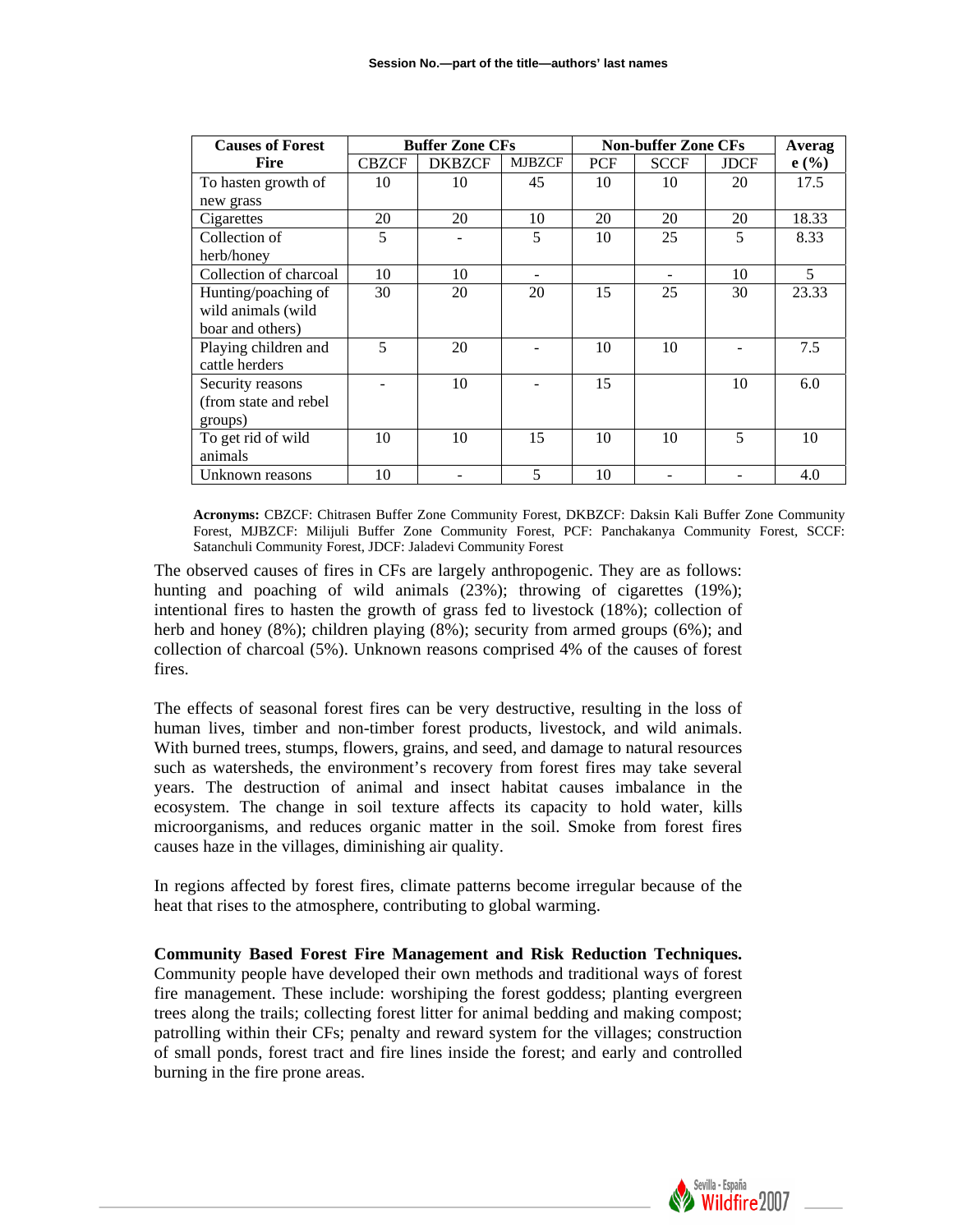| Causes of Forest Fire | Buffer Zone CFs | | | Non-buffer Zone CFs | | | Average (%) |
|---|---|---|---|---|---|---|---|
| | CBZCF | DKBZCF | MJBZCF | PCF | SCCF | JDCF | |
| To hasten growth of new grass | 10 | 10 | 45 | 10 | 10 | 20 | 17.5 |
| Cigarettes | 20 | 20 | 10 | 20 | 20 | 20 | 18.33 |
| Collection of herb/honey | 5 | - | 5 | 10 | 25 | 5 | 8.33 |
| Collection of charcoal | 10 | 10 | - | | - | 10 | 5 |
| Hunting/poaching of wild animals (wild boar and others) | 30 | 20 | 20 | 15 | 25 | 30 | 23.33 |
| Playing children and cattle herders | 5 | 20 | - | 10 | 10 | - | 7.5 |
| Security reasons (from state and rebel groups) | - | 10 | - | 15 | | 10 | 6.0 |
| To get rid of wild animals | 10 | 10 | 15 | 10 | 10 | 5 | 10 |
| Unknown reasons | 10 | - | 5 | 10 | - | - | 4.0 |

**Acronyms:** CBZCF: Chitrasen Buffer Zone Community Forest, DKBZCF: Daksin Kali Buffer Zone Community Forest, MJBZCF: Milijuli Buffer Zone Community Forest, PCF: Panchakanya Community Forest, SCCF: Satanchuli Community Forest, JDCF: Jaladevi Community Forest

The observed causes of fires in CFs are largely anthropogenic. They are as follows: hunting and poaching of wild animals (23%); throwing of cigarettes (19%); intentional fires to hasten the growth of grass fed to livestock (18%); collection of herb and honey (8%); children playing (8%); security from armed groups (6%); and collection of charcoal (5%). Unknown reasons comprised 4% of the causes of forest fires.

The effects of seasonal forest fires can be very destructive, resulting in the loss of human lives, timber and non-timber forest products, livestock, and wild animals. With burned trees, stumps, flowers, grains, and seed, and damage to natural resources such as watersheds, the environment's recovery from forest fires may take several years. The destruction of animal and insect habitat causes imbalance in the ecosystem. The change in soil texture affects its capacity to hold water, kills microorganisms, and reduces organic matter in the soil. Smoke from forest fires causes haze in the villages, diminishing air quality.

In regions affected by forest fires, climate patterns become irregular because of the heat that rises to the atmosphere, contributing to global warming.

**Community Based Forest Fire Management and Risk Reduction Techniques.** Community people have developed their own methods and traditional ways of forest fire management. These include: worshiping the forest goddess; planting evergreen trees along the trails; collecting forest litter for animal bedding and making compost; patrolling within their CFs; penalty and reward system for the villages; construction of small ponds, forest tract and fire lines inside the forest; and early and controlled burning in the fire prone areas.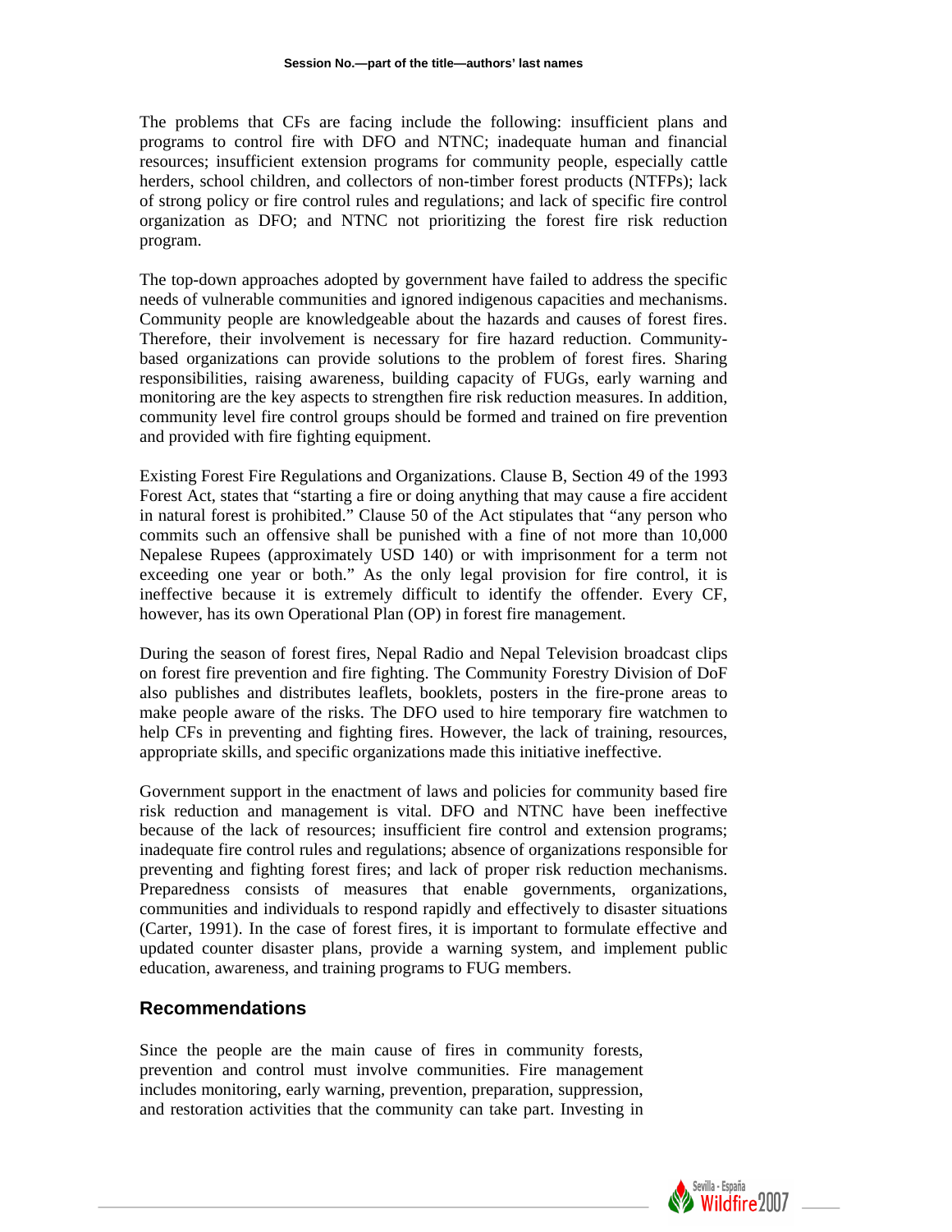The problems that CFs are facing include the following: insufficient plans and programs to control fire with DFO and NTNC; inadequate human and financial resources; insufficient extension programs for community people, especially cattle herders, school children, and collectors of non-timber forest products (NTFPs); lack of strong policy or fire control rules and regulations; and lack of specific fire control organization as DFO; and NTNC not prioritizing the forest fire risk reduction program.

The top-down approaches adopted by government have failed to address the specific needs of vulnerable communities and ignored indigenous capacities and mechanisms. Community people are knowledgeable about the hazards and causes of forest fires. Therefore, their involvement is necessary for fire hazard reduction. Community-based organizations can provide solutions to the problem of forest fires. Sharing responsibilities, raising awareness, building capacity of FUGs, early warning and monitoring are the key aspects to strengthen fire risk reduction measures. In addition, community level fire control groups should be formed and trained on fire prevention and provided with fire fighting equipment.

Existing Forest Fire Regulations and Organizations. Clause B, Section 49 of the 1993 Forest Act, states that "starting a fire or doing anything that may cause a fire accident in natural forest is prohibited." Clause 50 of the Act stipulates that "any person who commits such an offensive shall be punished with a fine of not more than 10,000 Nepalese Rupees (approximately USD 140) or with imprisonment for a term not exceeding one year or both." As the only legal provision for fire control, it is ineffective because it is extremely difficult to identify the offender. Every CF, however, has its own Operational Plan (OP) in forest fire management.

During the season of forest fires, Nepal Radio and Nepal Television broadcast clips on forest fire prevention and fire fighting. The Community Forestry Division of DoF also publishes and distributes leaflets, booklets, posters in the fire-prone areas to make people aware of the risks. The DFO used to hire temporary fire watchmen to help CFs in preventing and fighting fires. However, the lack of training, resources, appropriate skills, and specific organizations made this initiative ineffective.

Government support in the enactment of laws and policies for community based fire risk reduction and management is vital. DFO and NTNC have been ineffective because of the lack of resources; insufficient fire control and extension programs; inadequate fire control rules and regulations; absence of organizations responsible for preventing and fighting forest fires; and lack of proper risk reduction mechanisms. Preparedness consists of measures that enable governments, organizations, communities and individuals to respond rapidly and effectively to disaster situations (Carter, 1991). In the case of forest fires, it is important to formulate effective and updated counter disaster plans, provide a warning system, and implement public education, awareness, and training programs to FUG members.

## Recommendations

Since the people are the main cause of fires in community forests, prevention and control must involve communities. Fire management includes monitoring, early warning, prevention, preparation, suppression, and restoration activities that the community can take part. Investing in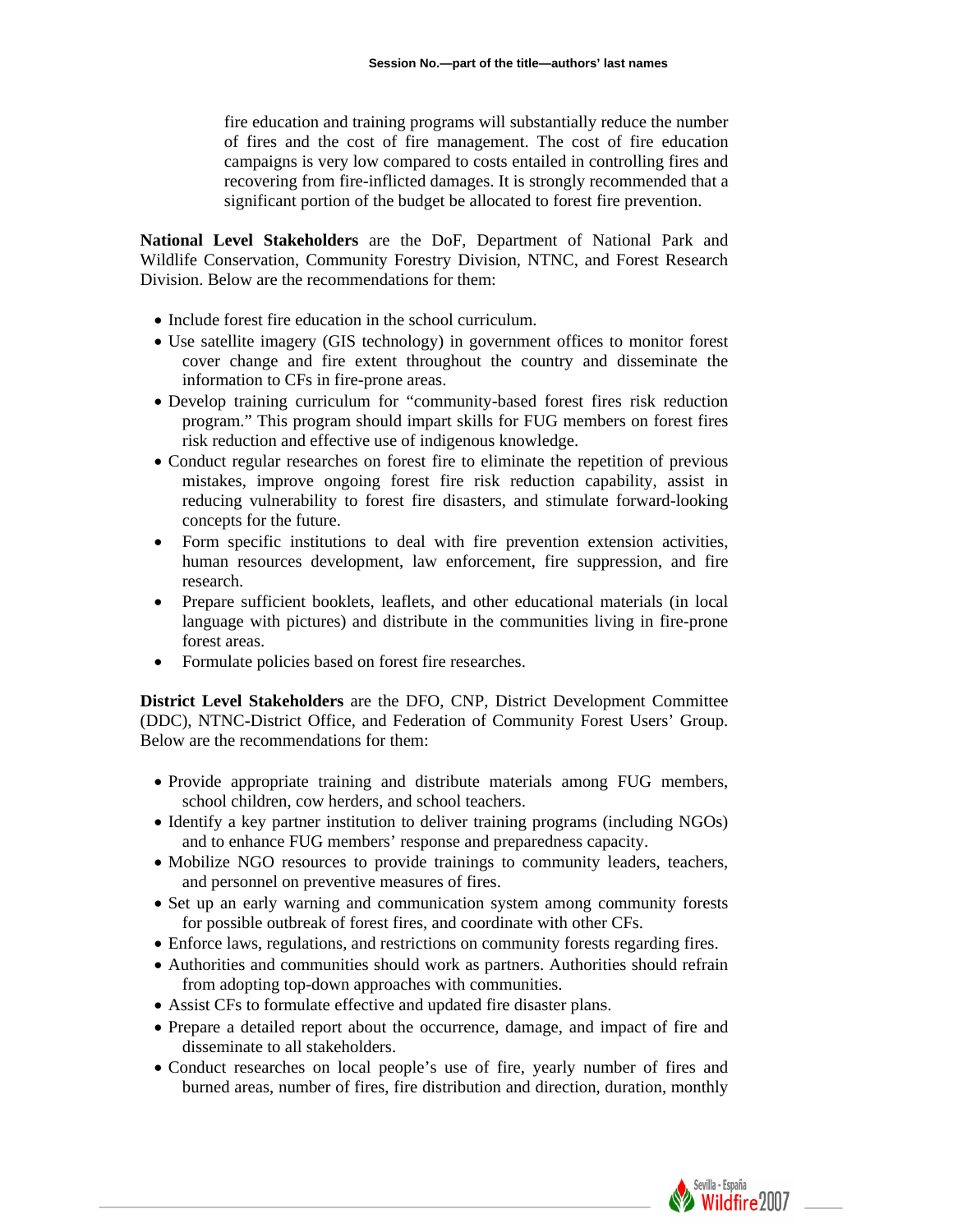fire education and training programs will substantially reduce the number of fires and the cost of fire management. The cost of fire education campaigns is very low compared to costs entailed in controlling fires and recovering from fire-inflicted damages. It is strongly recommended that a significant portion of the budget be allocated to forest fire prevention.

**National Level Stakeholders** are the DoF, Department of National Park and Wildlife Conservation, Community Forestry Division, NTNC, and Forest Research Division. Below are the recommendations for them:

- Include forest fire education in the school curriculum.
- Use satellite imagery (GIS technology) in government offices to monitor forest cover change and fire extent throughout the country and disseminate the information to CFs in fire-prone areas.
- Develop training curriculum for "community-based forest fires risk reduction program." This program should impart skills for FUG members on forest fires risk reduction and effective use of indigenous knowledge.
- Conduct regular researches on forest fire to eliminate the repetition of previous mistakes, improve ongoing forest fire risk reduction capability, assist in reducing vulnerability to forest fire disasters, and stimulate forward-looking concepts for the future.
- Form specific institutions to deal with fire prevention extension activities, human resources development, law enforcement, fire suppression, and fire research.
- Prepare sufficient booklets, leaflets, and other educational materials (in local language with pictures) and distribute in the communities living in fire-prone forest areas.
- Formulate policies based on forest fire researches.

**District Level Stakeholders** are the DFO, CNP, District Development Committee (DDC), NTNC-District Office, and Federation of Community Forest Users' Group. Below are the recommendations for them:

- Provide appropriate training and distribute materials among FUG members, school children, cow herders, and school teachers.
- Identify a key partner institution to deliver training programs (including NGOs) and to enhance FUG members' response and preparedness capacity.
- Mobilize NGO resources to provide trainings to community leaders, teachers, and personnel on preventive measures of fires.
- Set up an early warning and communication system among community forests for possible outbreak of forest fires, and coordinate with other CFs.
- Enforce laws, regulations, and restrictions on community forests regarding fires.
- Authorities and communities should work as partners. Authorities should refrain from adopting top-down approaches with communities.
- Assist CFs to formulate effective and updated fire disaster plans.
- Prepare a detailed report about the occurrence, damage, and impact of fire and disseminate to all stakeholders.
- Conduct researches on local people's use of fire, yearly number of fires and burned areas, number of fires, fire distribution and direction, duration, monthly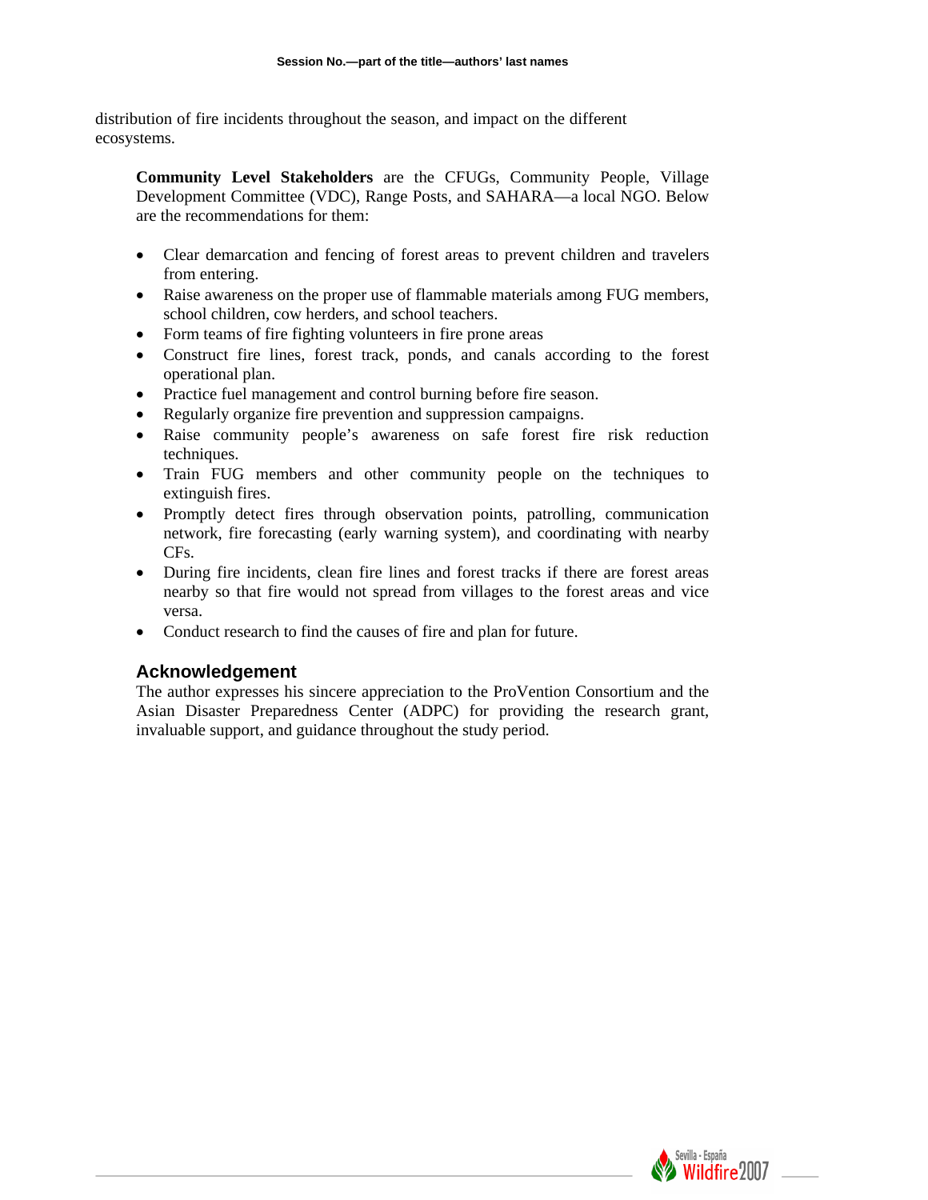distribution of fire incidents throughout the season, and impact on the different ecosystems.

**Community Level Stakeholders** are the CFUGs, Community People, Village Development Committee (VDC), Range Posts, and SAHARA—a local NGO. Below are the recommendations for them:

- Clear demarcation and fencing of forest areas to prevent children and travelers from entering.
- Raise awareness on the proper use of flammable materials among FUG members, school children, cow herders, and school teachers.
- Form teams of fire fighting volunteers in fire prone areas
- Construct fire lines, forest track, ponds, and canals according to the forest operational plan.
- Practice fuel management and control burning before fire season.
- Regularly organize fire prevention and suppression campaigns.
- Raise community people's awareness on safe forest fire risk reduction techniques.
- Train FUG members and other community people on the techniques to extinguish fires.
- Promptly detect fires through observation points, patrolling, communication network, fire forecasting (early warning system), and coordinating with nearby CFs.
- During fire incidents, clean fire lines and forest tracks if there are forest areas nearby so that fire would not spread from villages to the forest areas and vice versa.
- Conduct research to find the causes of fire and plan for future.

## Acknowledgement

The author expresses his sincere appreciation to the ProVention Consortium and the Asian Disaster Preparedness Center (ADPC) for providing the research grant, invaluable support, and guidance throughout the study period.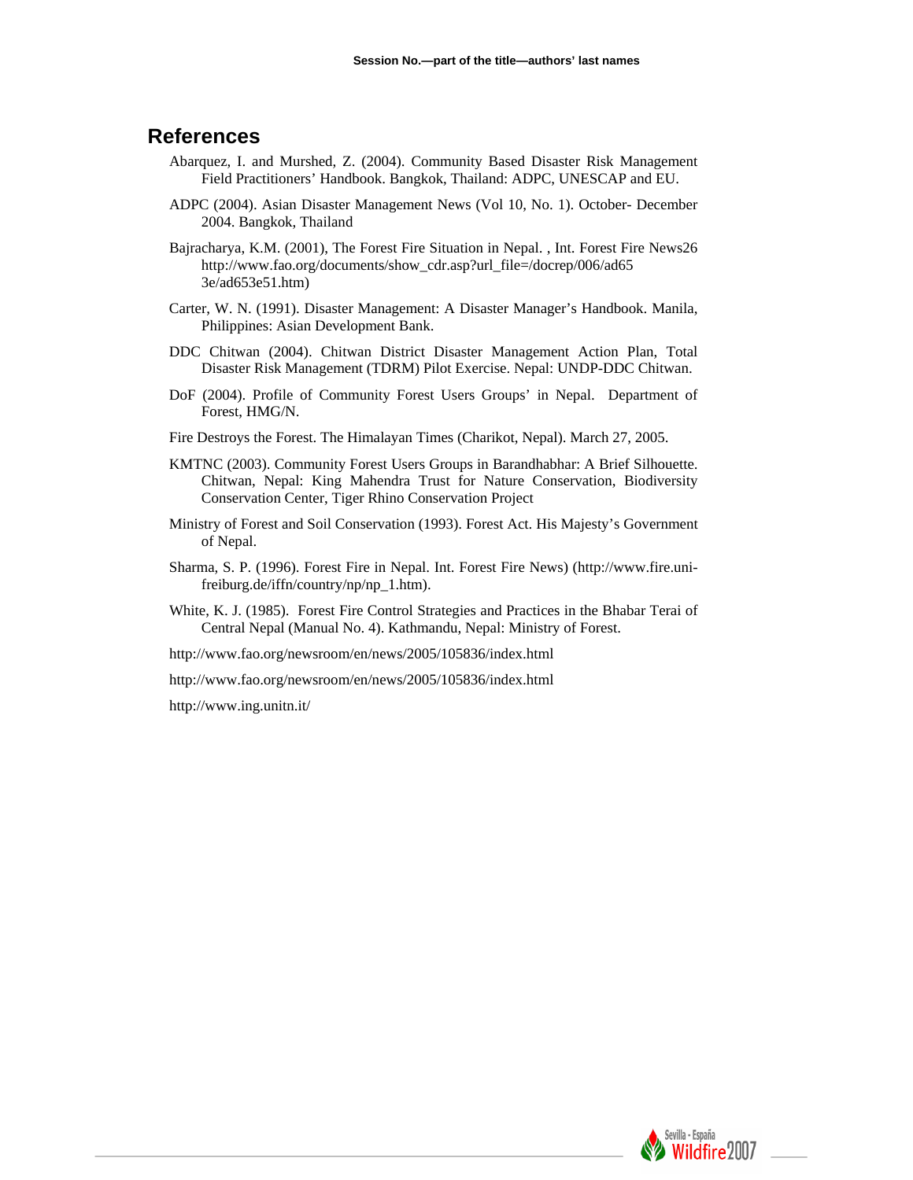## References

Abarquez, I. and Murshed, Z. (2004). Community Based Disaster Risk Management Field Practitioners' Handbook. Bangkok, Thailand: ADPC, UNESCAP and EU.

ADPC (2004). Asian Disaster Management News (Vol 10, No. 1). October- December 2004. Bangkok, Thailand

Bajracharya, K.M. (2001), The Forest Fire Situation in Nepal. , Int. Forest Fire News26 http://www.fao.org/documents/show_cdr.asp?url_file=/docrep/006/ad653e/ad653e51.htm)

Carter, W. N. (1991). Disaster Management: A Disaster Manager's Handbook. Manila, Philippines: Asian Development Bank.

DDC Chitwan (2004). Chitwan District Disaster Management Action Plan, Total Disaster Risk Management (TDRM) Pilot Exercise. Nepal: UNDP-DDC Chitwan.

DoF (2004). Profile of Community Forest Users Groups' in Nepal. Department of Forest, HMG/N.

Fire Destroys the Forest. The Himalayan Times (Charikot, Nepal). March 27, 2005.

KMTNC (2003). Community Forest Users Groups in Barandhabhar: A Brief Silhouette. Chitwan, Nepal: King Mahendra Trust for Nature Conservation, Biodiversity Conservation Center, Tiger Rhino Conservation Project

Ministry of Forest and Soil Conservation (1993). Forest Act. His Majesty's Government of Nepal.

Sharma, S. P. (1996). Forest Fire in Nepal. Int. Forest Fire News) (http://www.fire.uni-freiburg.de/iffn/country/np/np_1.htm).

White, K. J. (1985). Forest Fire Control Strategies and Practices in the Bhabar Terai of Central Nepal (Manual No. 4). Kathmandu, Nepal: Ministry of Forest.

http://www.fao.org/newsroom/en/news/2005/105836/index.html

http://www.fao.org/newsroom/en/news/2005/105836/index.html

http://www.ing.unitn.it/